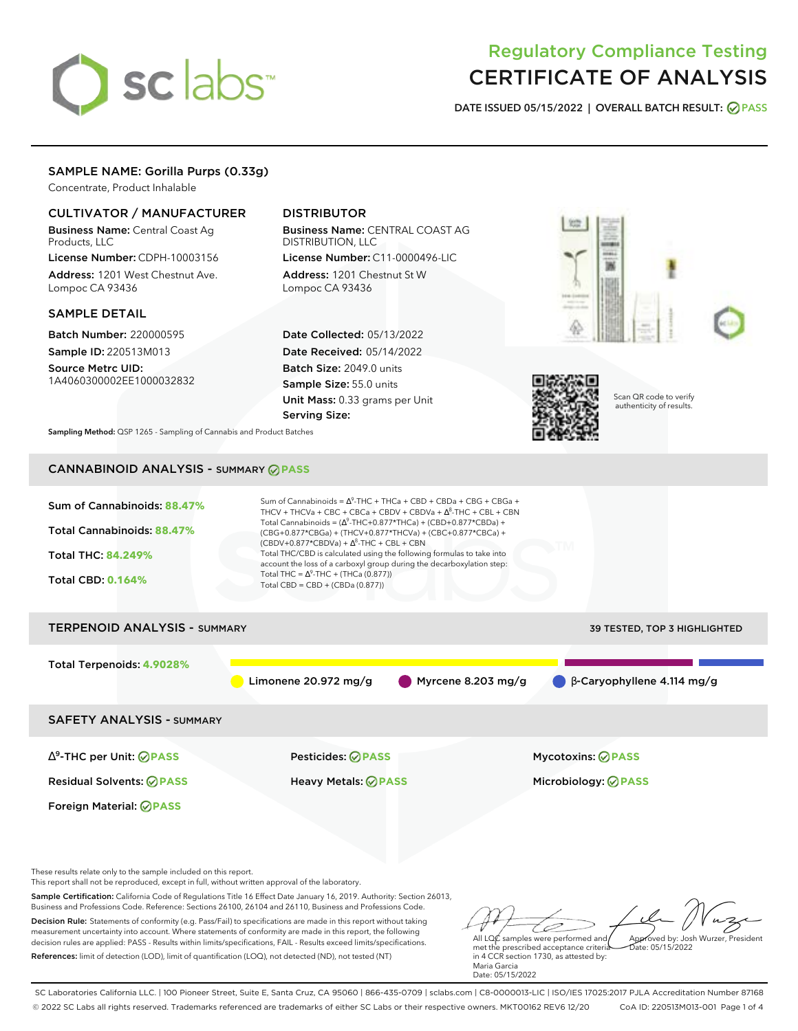# Regulatory Compliance Testing
# CERTIFICATE OF ANALYSIS

**DATE ISSUED** 05/15/2022 | **OVERALL BATCH RESULT:** PASS

## SAMPLE NAME: Gorilla Purps (0.33g)

Concentrate, Product Inhalable

### CULTIVATOR / MANUFACTURER

**Business Name:** Central Coast Ag Products, LLC

**License Number:** CDPH-10003156

**Address:** 1201 West Chestnut Ave. Lompoc CA 93436

### DISTRIBUTOR

**Business Name:** CENTRAL COAST AG DISTRIBUTION, LLC

**License Number:** C11-0000496-LIC

**Address:** 1201 Chestnut St W Lompoc CA 93436

### SAMPLE DETAIL

**Batch Number:** 220000595

**Sample ID:** 220513M013

**Source Metrc UID:** 1A4060300002EE1000032832

**Date Collected:** 05/13/2022

**Date Received:** 05/14/2022

**Batch Size:** 2049.0 units

**Sample Size:** 55.0 units

**Unit Mass:** 0.33 grams per Unit

**Serving Size:**

Scan QR code to verify authenticity of results.

**Sampling Method:** QSP 1265 - Sampling of Cannabis and Product Batches

## CANNABINOID ANALYSIS - SUMMARY PASS

Sum of Cannabinoids: **88.47%**

Total Cannabinoids: **88.47%**

Total THC: **84.249%**

Total CBD: **0.164%**

Sum of Cannabinoids = $\Delta^9$-THC + THCa + CBD + CBDa + CBG + CBGa + THCV + THCVa + CBC + CBCa + CBDV + CBDVa + $\Delta^8$-THC + CBL + CBN

Total Cannabinoids = ($\Delta^9$-THC+0.877\*THCa) + (CBD+0.877\*CBDa) + (CBG+0.877\*CBGa) + (THCV+0.877\*THCVa) + (CBC+0.877\*CBCa) + (CBDV+0.877\*CBDVa) + $\Delta^8$-THC + CBL + CBN

Total THC/CBD is calculated using the following formulas to take into account the loss of a carboxyl group during the decarboxylation step:

Total THC = $\Delta^9$-THC + (THCa (0.877))

Total CBD = CBD + (CBDa (0.877))

## TERPENOID ANALYSIS - SUMMARY

39 TESTED, TOP 3 HIGHLIGHTED

Total Terpenoids: **4.9028%**

Limonene 20.972 mg/g

Myrcene 8.203 mg/g

β-Caryophyllene 4.114 mg/g

## SAFETY ANALYSIS - SUMMARY

| | | |
|---|---|---|
| $\Delta^9$-THC per Unit: PASS | Pesticides: PASS | Mycotoxins: PASS |
| Residual Solvents: PASS | Heavy Metals: PASS | Microbiology: PASS |
| Foreign Material: PASS | | |

These results relate only to the sample included on this report.
This report shall not be reproduced, except in full, without written approval of the laboratory.

**Sample Certification:** California Code of Regulations Title 16 Effect Date January 16, 2019. Authority: Section 26013, Business and Professions Code. Reference: Sections 26100, 26104 and 26110, Business and Professions Code.

**Decision Rule:** Statements of conformity (e.g. Pass/Fail) to specifications are made in this report without taking measurement uncertainty into account. Where statements of conformity are made in this report, the following decision rules are applied: PASS - Results within limits/specifications, FAIL - Results exceed limits/specifications.

**References:** limit of detection (LOD), limit of quantification (LOQ), not detected (ND), not tested (NT)

All LQC samples were performed and met the prescribed acceptance criteria in 4 CCR section 1730, as attested by: Maria Garcia
Date: 05/15/2022

Approved by: Josh Wurzer, President
Date: 05/15/2022

SC Laboratories California LLC. | 100 Pioneer Street, Suite E, Santa Cruz, CA 95060 | 866-435-0709 | sclabs.com | C8-0000013-LIC | ISO/IES 17025:2017 PJLA Accreditation Number 87168
© 2022 SC Labs all rights reserved. Trademarks referenced are trademarks of either SC Labs or their respective owners. MKT00162 REV6 12/20 CoA ID: 220513M013-001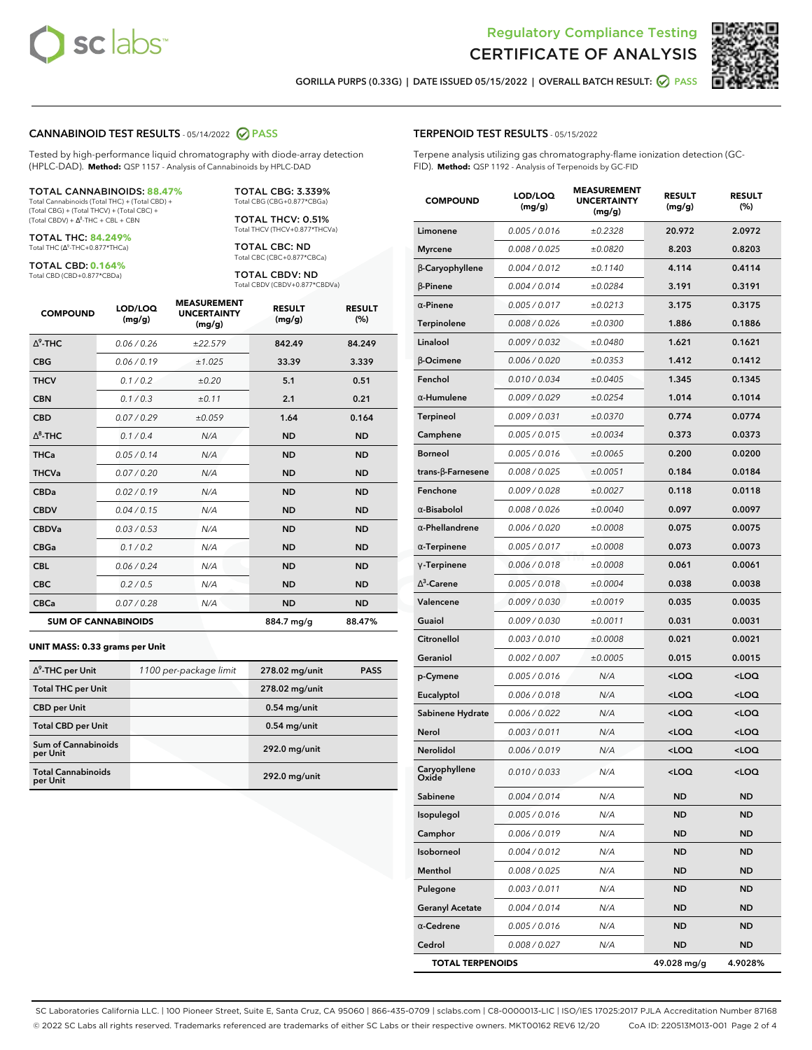# Regulatory Compliance Testing
# CERTIFICATE OF ANALYSIS

GORILLA PURPS (0.33G) | DATE ISSUED 05/15/2022 | OVERALL BATCH RESULT: PASS

## CANNABINOID TEST RESULTS - 05/14/2022 PASS

Tested by high-performance liquid chromatography with diode-array detection (HPLC-DAD). **Method:** QSP 1157 - Analysis of Cannabinoids by HPLC-DAD

**TOTAL CANNABINOIDS: 88.47%**
Total Cannabinoids (Total THC) + (Total CBD) + (Total CBG) + (Total THCV) + (Total CBC) + (Total CBDV) + $\Delta^8$-THC + CBL + CBN

**TOTAL THC: 84.249%**
Total THC ($\Delta^9$-THC+0.877*THCa)

**TOTAL CBD: 0.164%**
Total CBD (CBD+0.877*CBDa)

**TOTAL CBG: 3.339%**
Total CBG (CBG+0.877*CBGa)

**TOTAL THCV: 0.51%**
Total THCV (THCV+0.877*THCVa)

**TOTAL CBC: ND**
Total CBC (CBC+0.877*CBCa)

**TOTAL CBDV: ND**
Total CBDV (CBDV+0.877*CBDVa)

| COMPOUND | LOD/LOQ (mg/g) | MEASUREMENT UNCERTAINTY (mg/g) | RESULT (mg/g) | RESULT (%) |
|---|---|---|---|---|
| $\Delta^9$-THC | 0.06 / 0.26 | ±22.579 | 842.49 | 84.249 |
| CBG | 0.06 / 0.19 | ±1.025 | 33.39 | 3.339 |
| THCV | 0.1 / 0.2 | ±0.20 | 5.1 | 0.51 |
| CBN | 0.1 / 0.3 | ±0.11 | 2.1 | 0.21 |
| CBD | 0.07 / 0.29 | ±0.059 | 1.64 | 0.164 |
| $\Delta^8$-THC | 0.1 / 0.4 | N/A | ND | ND |
| THCa | 0.05 / 0.14 | N/A | ND | ND |
| THCVa | 0.07 / 0.20 | N/A | ND | ND |
| CBDa | 0.02 / 0.19 | N/A | ND | ND |
| CBDV | 0.04 / 0.15 | N/A | ND | ND |
| CBDVa | 0.03 / 0.53 | N/A | ND | ND |
| CBGa | 0.1 / 0.2 | N/A | ND | ND |
| CBL | 0.06 / 0.24 | N/A | ND | ND |
| CBC | 0.2 / 0.5 | N/A | ND | ND |
| CBCa | 0.07 / 0.28 | N/A | ND | ND |
| **SUM OF CANNABINOIDS** | | | 884.7 mg/g | 88.47% |

**UNIT MASS: 0.33 grams per Unit**

| | | | |
|---|---|---|---|
| $\Delta^9$-THC per Unit | 1100 per-package limit | 278.02 mg/unit | PASS |
| Total THC per Unit | | 278.02 mg/unit | |
| CBD per Unit | | 0.54 mg/unit | |
| Total CBD per Unit | | 0.54 mg/unit | |
| Sum of Cannabinoids per Unit | | 292.0 mg/unit | |
| Total Cannabinoids per Unit | | 292.0 mg/unit | |

## TERPENOID TEST RESULTS - 05/15/2022

Terpene analysis utilizing gas chromatography-flame ionization detection (GC-FID). **Method:** QSP 1192 - Analysis of Terpenoids by GC-FID

| COMPOUND | LOD/LOQ (mg/g) | MEASUREMENT UNCERTAINTY (mg/g) | RESULT (mg/g) | RESULT (%) |
|---|---|---|---|---|
| Limonene | 0.005 / 0.016 | ±0.2328 | 20.972 | 2.0972 |
| Myrcene | 0.008 / 0.025 | ±0.0820 | 8.203 | 0.8203 |
| β-Caryophyllene | 0.004 / 0.012 | ±0.1140 | 4.114 | 0.4114 |
| β-Pinene | 0.004 / 0.014 | ±0.0284 | 3.191 | 0.3191 |
| α-Pinene | 0.005 / 0.017 | ±0.0213 | 3.175 | 0.3175 |
| Terpinolene | 0.008 / 0.026 | ±0.0300 | 1.886 | 0.1886 |
| Linalool | 0.009 / 0.032 | ±0.0480 | 1.621 | 0.1621 |
| β-Ocimene | 0.006 / 0.020 | ±0.0353 | 1.412 | 0.1412 |
| Fenchol | 0.010 / 0.034 | ±0.0405 | 1.345 | 0.1345 |
| α-Humulene | 0.009 / 0.029 | ±0.0254 | 1.014 | 0.1014 |
| Terpineol | 0.009 / 0.031 | ±0.0370 | 0.774 | 0.0774 |
| Camphene | 0.005 / 0.015 | ±0.0034 | 0.373 | 0.0373 |
| Borneol | 0.005 / 0.016 | ±0.0065 | 0.200 | 0.0200 |
| trans-β-Farnesene | 0.008 / 0.025 | ±0.0051 | 0.184 | 0.0184 |
| Fenchone | 0.009 / 0.028 | ±0.0027 | 0.118 | 0.0118 |
| α-Bisabolol | 0.008 / 0.026 | ±0.0040 | 0.097 | 0.0097 |
| α-Phellandrene | 0.006 / 0.020 | ±0.0008 | 0.075 | 0.0075 |
| α-Terpinene | 0.005 / 0.017 | ±0.0008 | 0.073 | 0.0073 |
| γ-Terpinene | 0.006 / 0.018 | ±0.0008 | 0.061 | 0.0061 |
| $\Delta^3$-Carene | 0.005 / 0.018 | ±0.0004 | 0.038 | 0.0038 |
| Valencene | 0.009 / 0.030 | ±0.0019 | 0.035 | 0.0035 |
| Guaiol | 0.009 / 0.030 | ±0.0011 | 0.031 | 0.0031 |
| Citronellol | 0.003 / 0.010 | ±0.0008 | 0.021 | 0.0021 |
| Geraniol | 0.002 / 0.007 | ±0.0005 | 0.015 | 0.0015 |
| p-Cymene | 0.005 / 0.016 | N/A | <LOQ | <LOQ |
| Eucalyptol | 0.006 / 0.018 | N/A | <LOQ | <LOQ |
| Sabinene Hydrate | 0.006 / 0.022 | N/A | <LOQ | <LOQ |
| Nerol | 0.003 / 0.011 | N/A | <LOQ | <LOQ |
| Nerolidol | 0.006 / 0.019 | N/A | <LOQ | <LOQ |
| Caryophyllene Oxide | 0.010 / 0.033 | N/A | <LOQ | <LOQ |
| Sabinene | 0.004 / 0.014 | N/A | ND | ND |
| Isopulegol | 0.005 / 0.016 | N/A | ND | ND |
| Camphor | 0.006 / 0.019 | N/A | ND | ND |
| Isoborneol | 0.004 / 0.012 | N/A | ND | ND |
| Menthol | 0.008 / 0.025 | N/A | ND | ND |
| Pulegone | 0.003 / 0.011 | N/A | ND | ND |
| Geranyl Acetate | 0.004 / 0.014 | N/A | ND | ND |
| α-Cedrene | 0.005 / 0.016 | N/A | ND | ND |
| Cedrol | 0.008 / 0.027 | N/A | ND | ND |
| **TOTAL TERPENOIDS** | | | 49.028 mg/g | 4.9028% |

SC Laboratories California LLC. | 100 Pioneer Street, Suite E, Santa Cruz, CA 95060 | 866-435-0709 | sclabs.com | C8-0000013-LIC | ISO/IES 17025:2017 PJLA Accreditation Number 87168
© 2022 SC Labs all rights reserved. Trademarks referenced are trademarks of either SC Labs or their respective owners. MKT00162 REV6 12/20 CoA ID: 220513M013-001